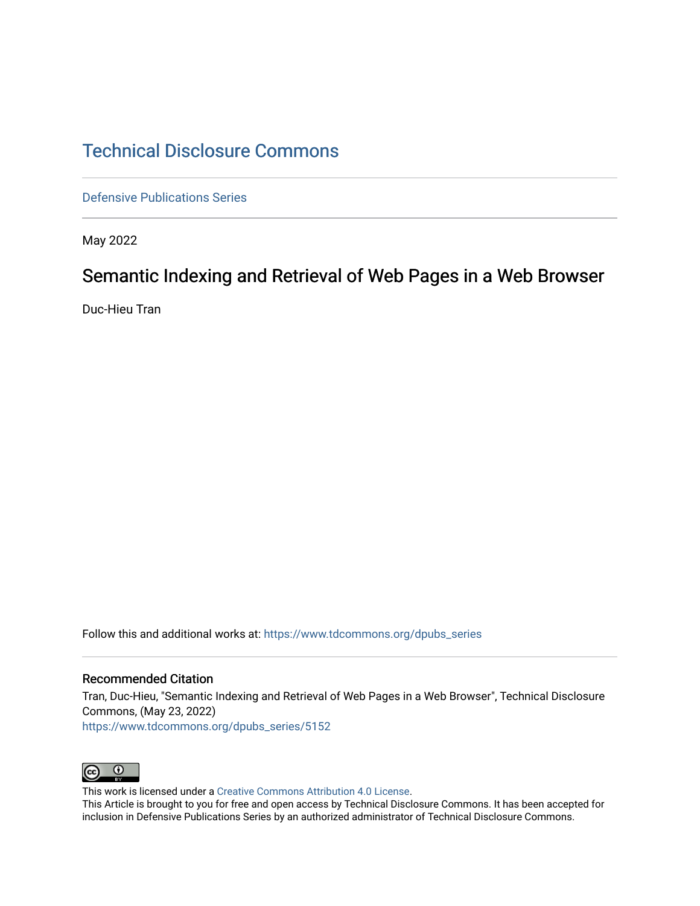# Technical Disclosure Commons

Defensive Publications Series

May 2022

## Semantic Indexing and Retrieval of Web Pages in a Web Browser

Duc-Hieu Tran

Follow this and additional works at: https://www.tdcommons.org/dpubs_series

### Recommended Citation

Tran, Duc-Hieu, "Semantic Indexing and Retrieval of Web Pages in a Web Browser", Technical Disclosure Commons, (May 23, 2022)
https://www.tdcommons.org/dpubs_series/5152

This work is licensed under a Creative Commons Attribution 4.0 License.
This Article is brought to you for free and open access by Technical Disclosure Commons. It has been accepted for inclusion in Defensive Publications Series by an authorized administrator of Technical Disclosure Commons.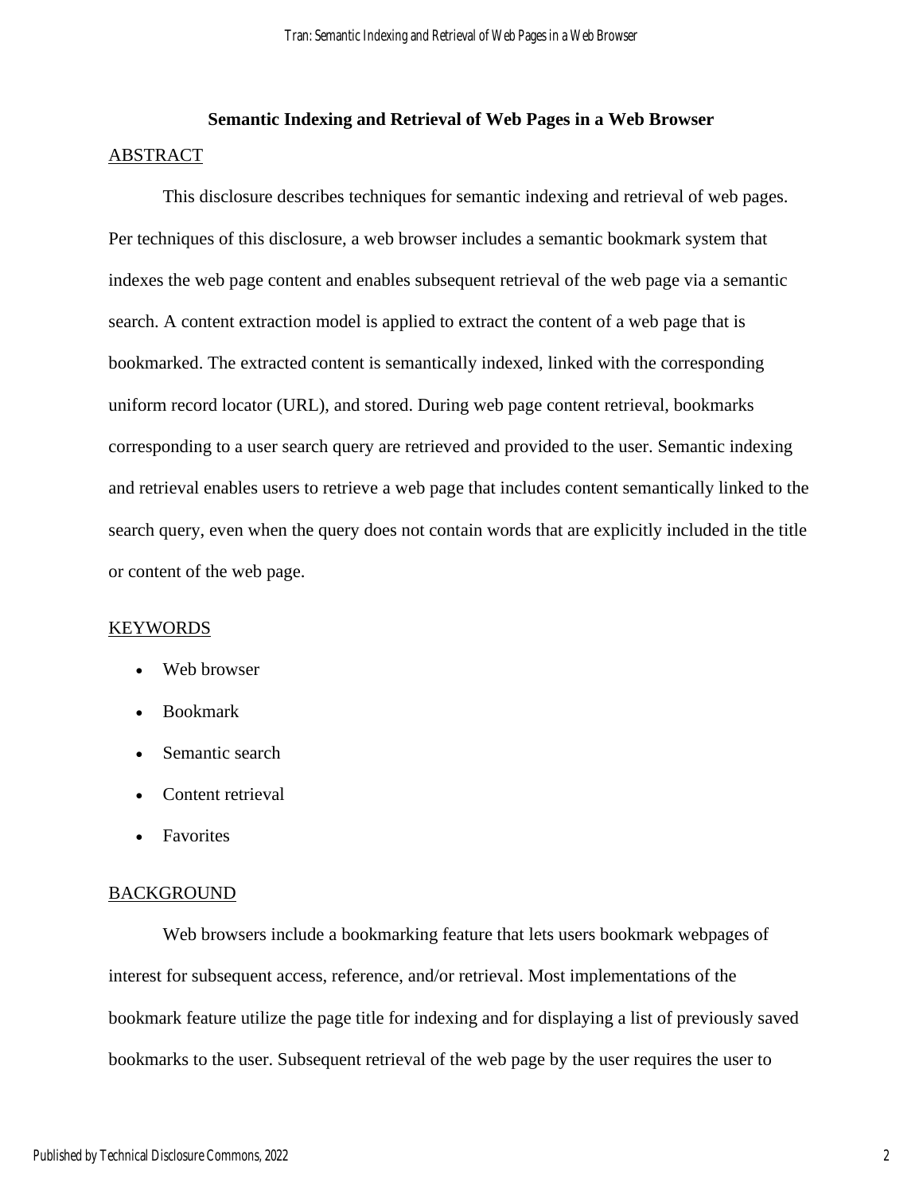# Semantic Indexing and Retrieval of Web Pages in a Web Browser

## ABSTRACT

This disclosure describes techniques for semantic indexing and retrieval of web pages. Per techniques of this disclosure, a web browser includes a semantic bookmark system that indexes the web page content and enables subsequent retrieval of the web page via a semantic search. A content extraction model is applied to extract the content of a web page that is bookmarked. The extracted content is semantically indexed, linked with the corresponding uniform record locator (URL), and stored. During web page content retrieval, bookmarks corresponding to a user search query are retrieved and provided to the user. Semantic indexing and retrieval enables users to retrieve a web page that includes content semantically linked to the search query, even when the query does not contain words that are explicitly included in the title or content of the web page.

## KEYWORDS

- Web browser
- Bookmark
- Semantic search
- Content retrieval
- Favorites

## BACKGROUND

Web browsers include a bookmarking feature that lets users bookmark webpages of interest for subsequent access, reference, and/or retrieval. Most implementations of the bookmark feature utilize the page title for indexing and for displaying a list of previously saved bookmarks to the user. Subsequent retrieval of the web page by the user requires the user to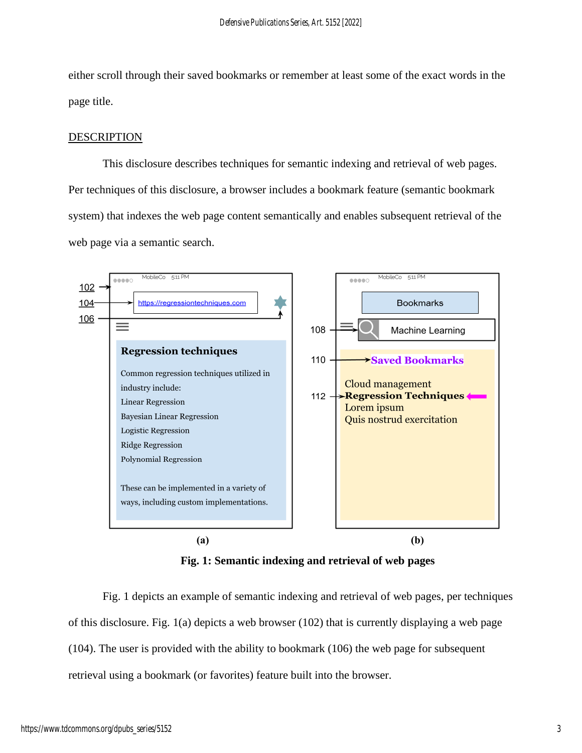either scroll through their saved bookmarks or remember at least some of the exact words in the page title.

## DESCRIPTION

This disclosure describes techniques for semantic indexing and retrieval of web pages. Per techniques of this disclosure, a browser includes a bookmark feature (semantic bookmark system) that indexes the web page content semantically and enables subsequent retrieval of the web page via a semantic search.

**Fig. 1: Semantic indexing and retrieval of web pages**

Fig. 1 depicts an example of semantic indexing and retrieval of web pages, per techniques of this disclosure. Fig. 1(a) depicts a web browser (102) that is currently displaying a web page (104). The user is provided with the ability to bookmark (106) the web page for subsequent retrieval using a bookmark (or favorites) feature built into the browser.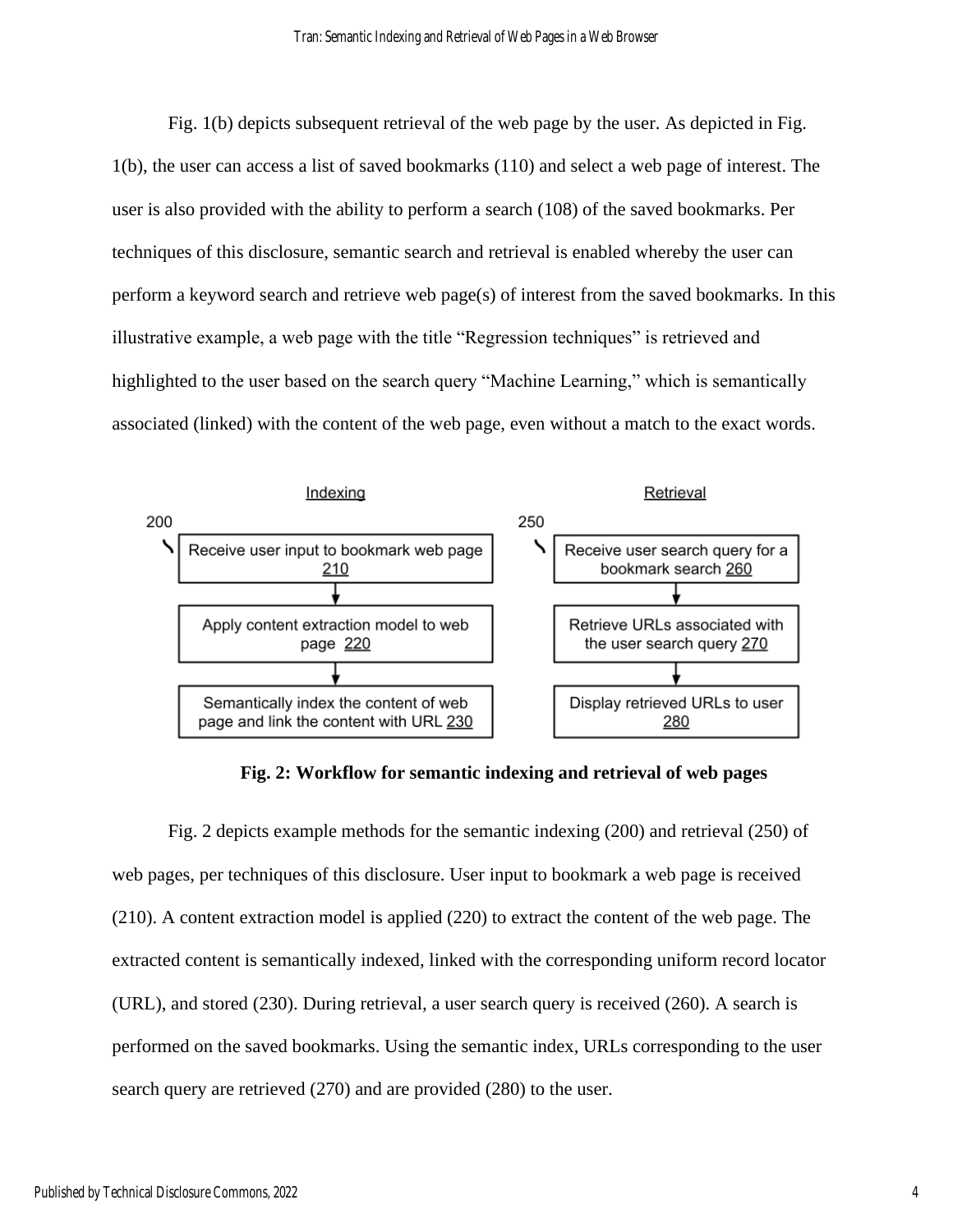Fig. 1(b) depicts subsequent retrieval of the web page by the user. As depicted in Fig. 1(b), the user can access a list of saved bookmarks (110) and select a web page of interest. The user is also provided with the ability to perform a search (108) of the saved bookmarks. Per techniques of this disclosure, semantic search and retrieval is enabled whereby the user can perform a keyword search and retrieve web page(s) of interest from the saved bookmarks. In this illustrative example, a web page with the title "Regression techniques" is retrieved and highlighted to the user based on the search query "Machine Learning," which is semantically associated (linked) with the content of the web page, even without a match to the exact words.

| Indexing (200) | Retrieval (250) |
|---|---|
| Receive user input to bookmark web page 210 | Receive user search query for a bookmark search 260 |
| ↓ | ↓ |
| Apply content extraction model to web page 220 | Retrieve URLs associated with the user search query 270 |
| ↓ | ↓ |
| Semantically index the content of web page and link the content with URL 230 | Display retrieved URLs to user 280 |

**Fig. 2: Workflow for semantic indexing and retrieval of web pages**

Fig. 2 depicts example methods for the semantic indexing (200) and retrieval (250) of web pages, per techniques of this disclosure. User input to bookmark a web page is received (210). A content extraction model is applied (220) to extract the content of the web page. The extracted content is semantically indexed, linked with the corresponding uniform record locator (URL), and stored (230). During retrieval, a user search query is received (260). A search is performed on the saved bookmarks. Using the semantic index, URLs corresponding to the user search query are retrieved (270) and are provided (280) to the user.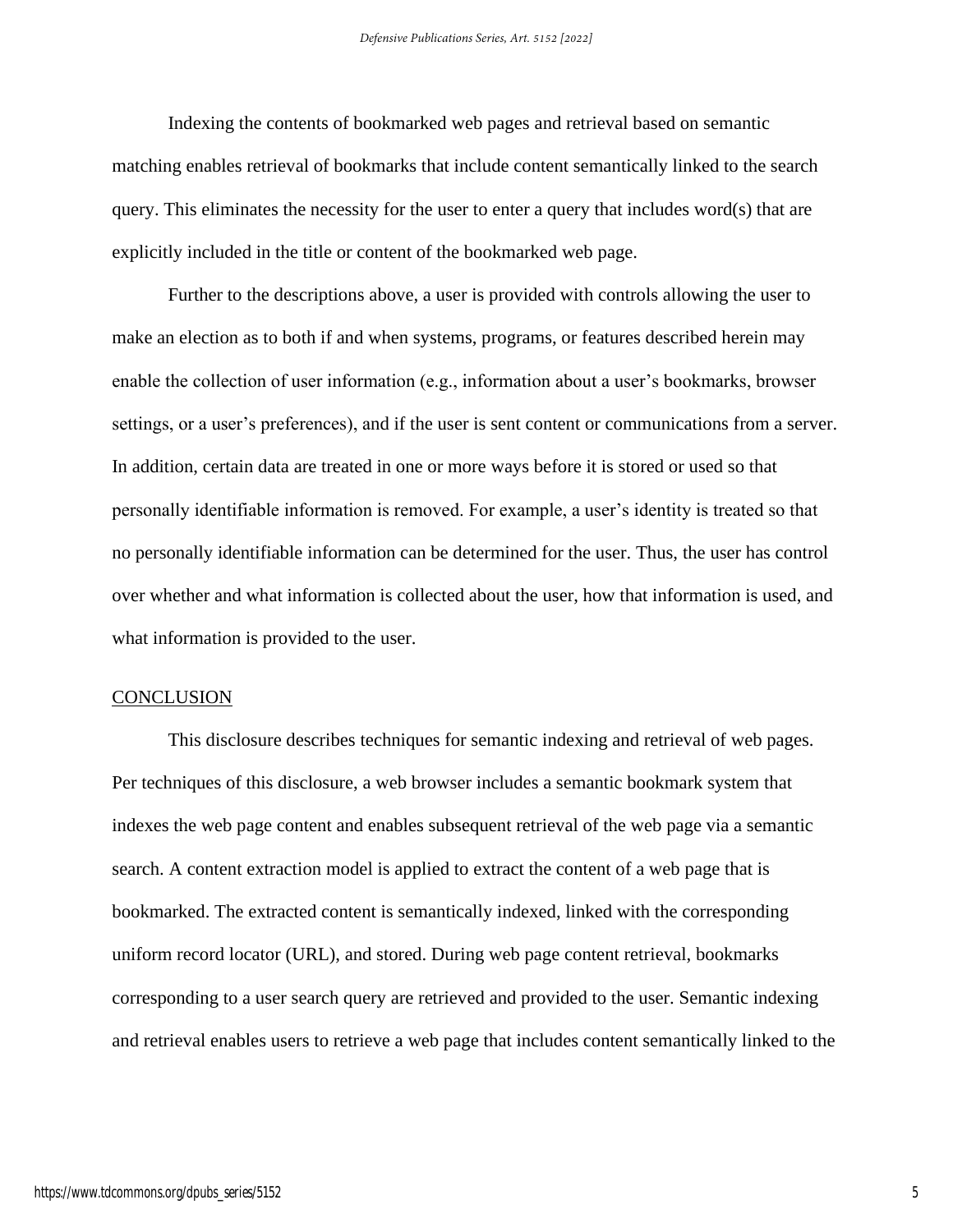Indexing the contents of bookmarked web pages and retrieval based on semantic matching enables retrieval of bookmarks that include content semantically linked to the search query. This eliminates the necessity for the user to enter a query that includes word(s) that are explicitly included in the title or content of the bookmarked web page.

Further to the descriptions above, a user is provided with controls allowing the user to make an election as to both if and when systems, programs, or features described herein may enable the collection of user information (e.g., information about a user's bookmarks, browser settings, or a user's preferences), and if the user is sent content or communications from a server. In addition, certain data are treated in one or more ways before it is stored or used so that personally identifiable information is removed. For example, a user's identity is treated so that no personally identifiable information can be determined for the user. Thus, the user has control over whether and what information is collected about the user, how that information is used, and what information is provided to the user.

## CONCLUSION

This disclosure describes techniques for semantic indexing and retrieval of web pages. Per techniques of this disclosure, a web browser includes a semantic bookmark system that indexes the web page content and enables subsequent retrieval of the web page via a semantic search. A content extraction model is applied to extract the content of a web page that is bookmarked. The extracted content is semantically indexed, linked with the corresponding uniform record locator (URL), and stored. During web page content retrieval, bookmarks corresponding to a user search query are retrieved and provided to the user. Semantic indexing and retrieval enables users to retrieve a web page that includes content semantically linked to the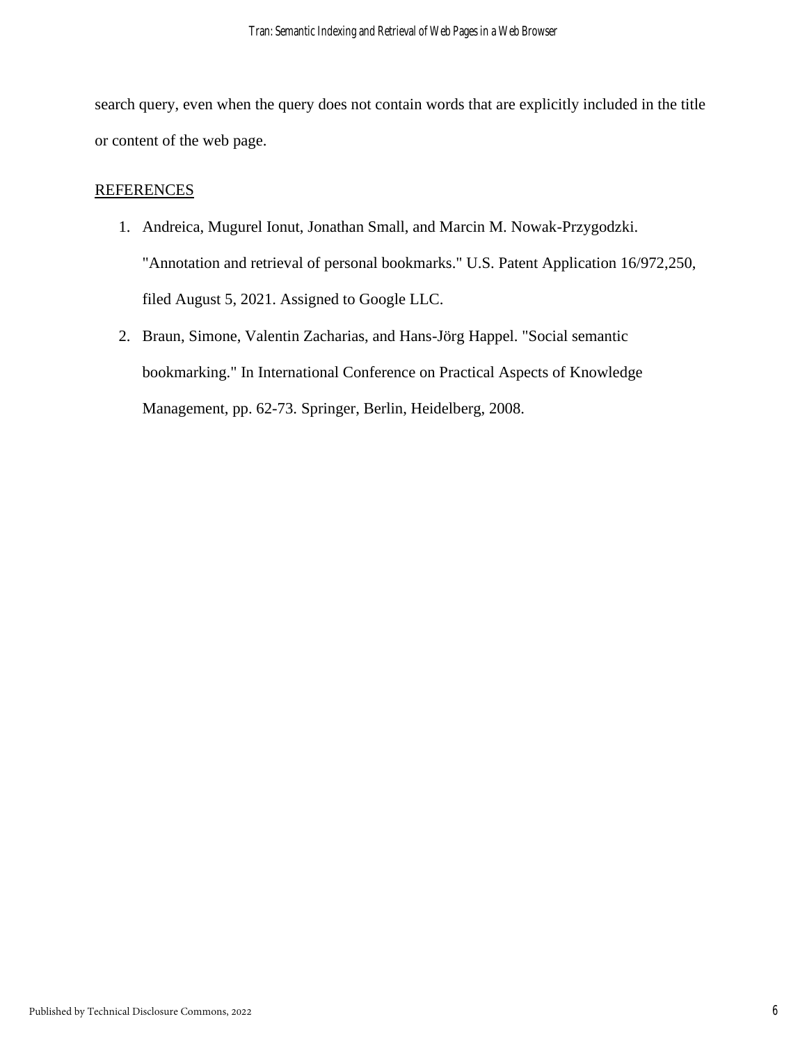search query, even when the query does not contain words that are explicitly included in the title or content of the web page.

## REFERENCES

1. Andreica, Mugurel Ionut, Jonathan Small, and Marcin M. Nowak-Przygodzki. "Annotation and retrieval of personal bookmarks." U.S. Patent Application 16/972,250, filed August 5, 2021. Assigned to Google LLC.
2. Braun, Simone, Valentin Zacharias, and Hans-Jörg Happel. "Social semantic bookmarking." In International Conference on Practical Aspects of Knowledge Management, pp. 62-73. Springer, Berlin, Heidelberg, 2008.